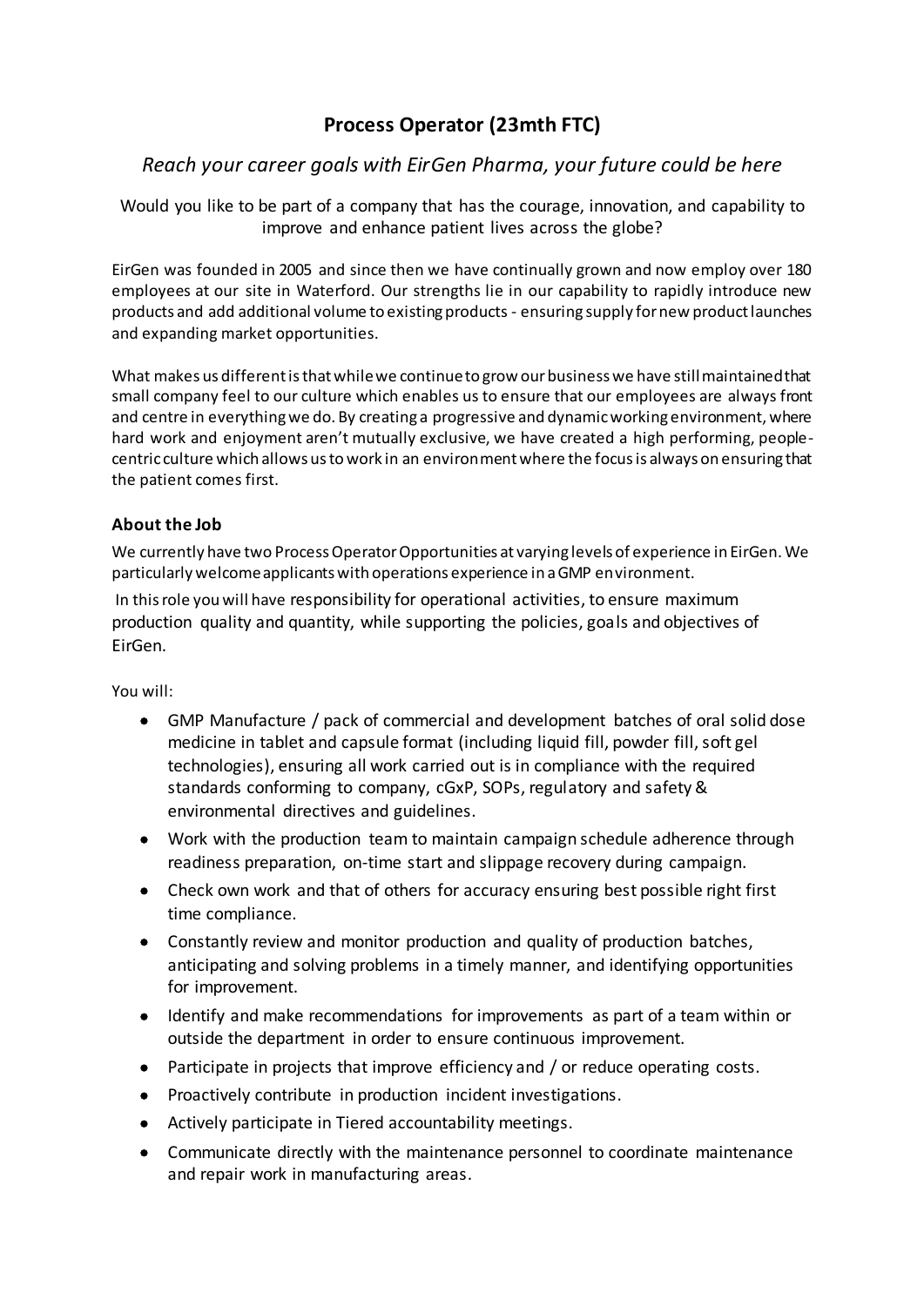# Process Operator (23mth FTC)

## *Reach your career goals with EirGen Pharma, your future could be here*

Would you like to be part of a company that has the courage, innovation, and capability to improve and enhance patient lives across the globe?

EirGen was founded in 2005 and since then we have continually grown and now employ over 180 employees at our site in Waterford. Our strengths lie in our capability to rapidly introduce new products and add additional volume to existing products - ensuring supply for new product launches and expanding market opportunities.

What makes us different is that while we continue to grow our business we have still maintained that small company feel to our culture which enables us to ensure that our employees are always front and centre in everything we do. By creating a progressive and dynamic working environment, where hard work and enjoyment aren't mutually exclusive, we have created a high performing, people-centric culture which allows us to work in an environment where the focus is always on ensuring that the patient comes first.

### About the Job

We currently have two Process Operator Opportunities at varying levels of experience in EirGen. We particularly welcome applicants with operations experience in a GMP environment.

In this role you will have responsibility for operational activities, to ensure maximum production quality and quantity, while supporting the policies, goals and objectives of EirGen.

You will:

- GMP Manufacture / pack of commercial and development batches of oral solid dose medicine in tablet and capsule format (including liquid fill, powder fill, soft gel technologies), ensuring all work carried out is in compliance with the required standards conforming to company, cGxP, SOPs, regulatory and safety & environmental directives and guidelines.
- Work with the production team to maintain campaign schedule adherence through readiness preparation, on-time start and slippage recovery during campaign.
- Check own work and that of others for accuracy ensuring best possible right first time compliance.
- Constantly review and monitor production and quality of production batches, anticipating and solving problems in a timely manner, and identifying opportunities for improvement.
- Identify and make recommendations for improvements as part of a team within or outside the department in order to ensure continuous improvement.
- Participate in projects that improve efficiency and / or reduce operating costs.
- Proactively contribute in production incident investigations.
- Actively participate in Tiered accountability meetings.
- Communicate directly with the maintenance personnel to coordinate maintenance and repair work in manufacturing areas.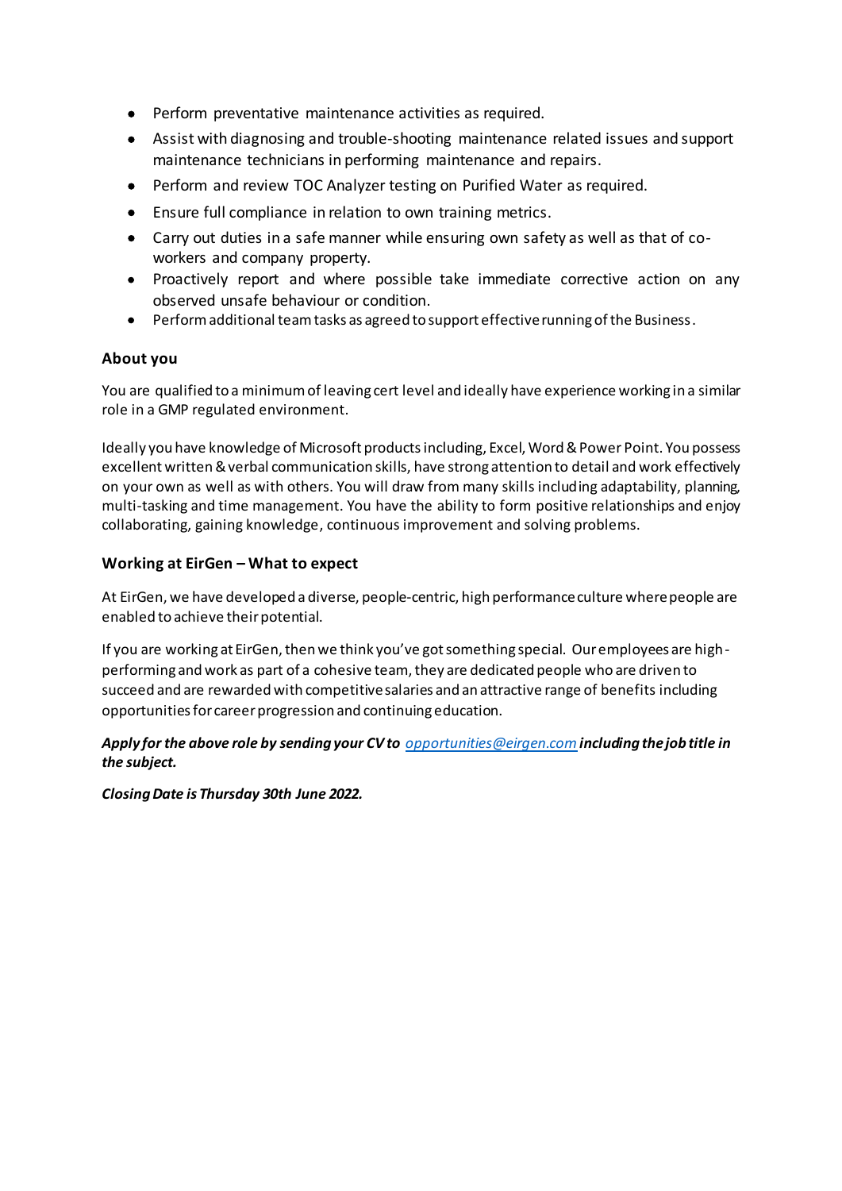- Perform preventative maintenance activities as required.
- Assist with diagnosing and trouble-shooting maintenance related issues and support maintenance technicians in performing maintenance and repairs.
- Perform and review TOC Analyzer testing on Purified Water as required.
- Ensure full compliance in relation to own training metrics.
- Carry out duties in a safe manner while ensuring own safety as well as that of co-workers and company property.
- Proactively report and where possible take immediate corrective action on any observed unsafe behaviour or condition.
- Perform additional team tasks as agreed to support effective running of the Business.

### About you

You are qualified to a minimum of leaving cert level and ideally have experience working in a similar role in a GMP regulated environment.

Ideally you have knowledge of Microsoft products including, Excel, Word & Power Point. You possess excellent written & verbal communication skills, have strong attention to detail and work effectively on your own as well as with others. You will draw from many skills including adaptability, planning, multi-tasking and time management. You have the ability to form positive relationships and enjoy collaborating, gaining knowledge, continuous improvement and solving problems.

### Working at EirGen – What to expect

At EirGen, we have developed a diverse, people-centric, high performance culture where people are enabled to achieve their potential.

If you are working at EirGen, then we think you've got something special. Our employees are high-performing and work as part of a cohesive team, they are dedicated people who are driven to succeed and are rewarded with competitive salaries and an attractive range of benefits including opportunities for career progression and continuing education.

***Apply for the above role by sending your CV to [opportunities@eirgen.com](mailto:opportunities@eirgen.com) including the job title in the subject.***

***Closing Date is Thursday 30th June 2022.***